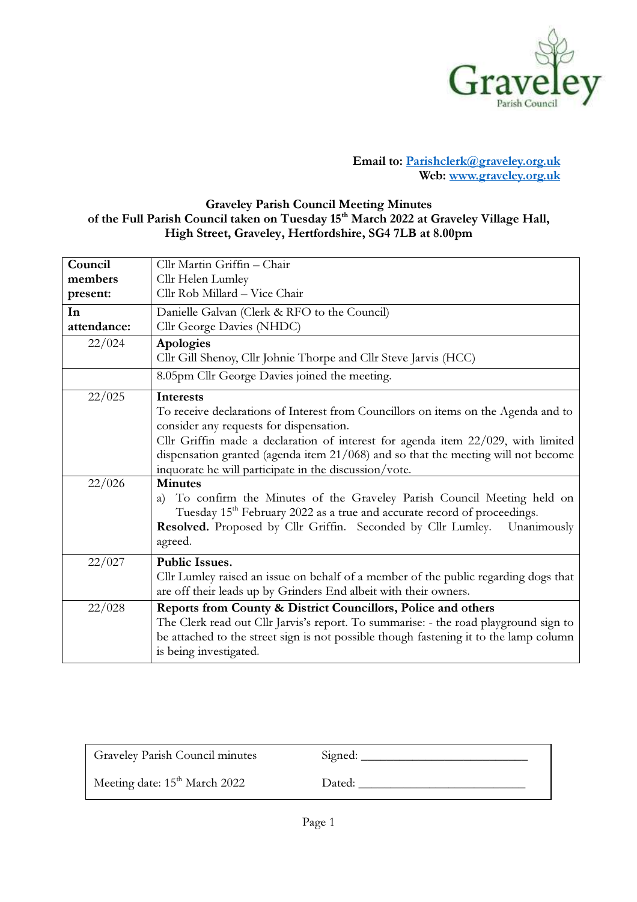Graveley
Parish Council

**Email to: [Parishclerk@graveley.org.uk](mailto:Parishclerk@graveley.org.uk)**
**Web: [www.graveley.org.uk](http://www.graveley.org.uk)**

**Graveley Parish Council Meeting Minutes**
**of the Full Parish Council taken on Tuesday 15th March 2022 at Graveley Village Hall, High Street, Graveley, Hertfordshire, SG4 7LB at 8.00pm**

| | |
|---|---|
| **Council members present:** | Cllr Martin Griffin – Chair<br>Cllr Helen Lumley<br>Cllr Rob Millard – Vice Chair |
| **In attendance:** | Danielle Galvan (Clerk & RFO to the Council)<br>Cllr George Davies (NHDC) |
| 22/024 | **Apologies**<br>Cllr Gill Shenoy, Cllr Johnie Thorpe and Cllr Steve Jarvis (HCC) |
| | 8.05pm Cllr George Davies joined the meeting. |
| 22/025 | **Interests**<br>To receive declarations of Interest from Councillors on items on the Agenda and to consider any requests for dispensation.<br>Cllr Griffin made a declaration of interest for agenda item 22/029, with limited dispensation granted (agenda item 21/068) and so that the meeting will not become inquorate he will participate in the discussion/vote. |
| 22/026 | **Minutes**<br>a) To confirm the Minutes of the Graveley Parish Council Meeting held on Tuesday 15th February 2022 as a true and accurate record of proceedings.<br>**Resolved.** Proposed by Cllr Griffin. Seconded by Cllr Lumley. Unanimously agreed. |
| 22/027 | **Public Issues.**<br>Cllr Lumley raised an issue on behalf of a member of the public regarding dogs that are off their leads up by Grinders End albeit with their owners. |
| 22/028 | **Reports from County & District Councillors, Police and others**<br>The Clerk read out Cllr Jarvis's report. To summarise: - the road playground sign to be attached to the street sign is not possible though fastening it to the lamp column is being investigated. |

| | |
|---|---|
| Graveley Parish Council minutes | Signed: ___________________________ |
| Meeting date: 15th March 2022 | Dated: ___________________________ |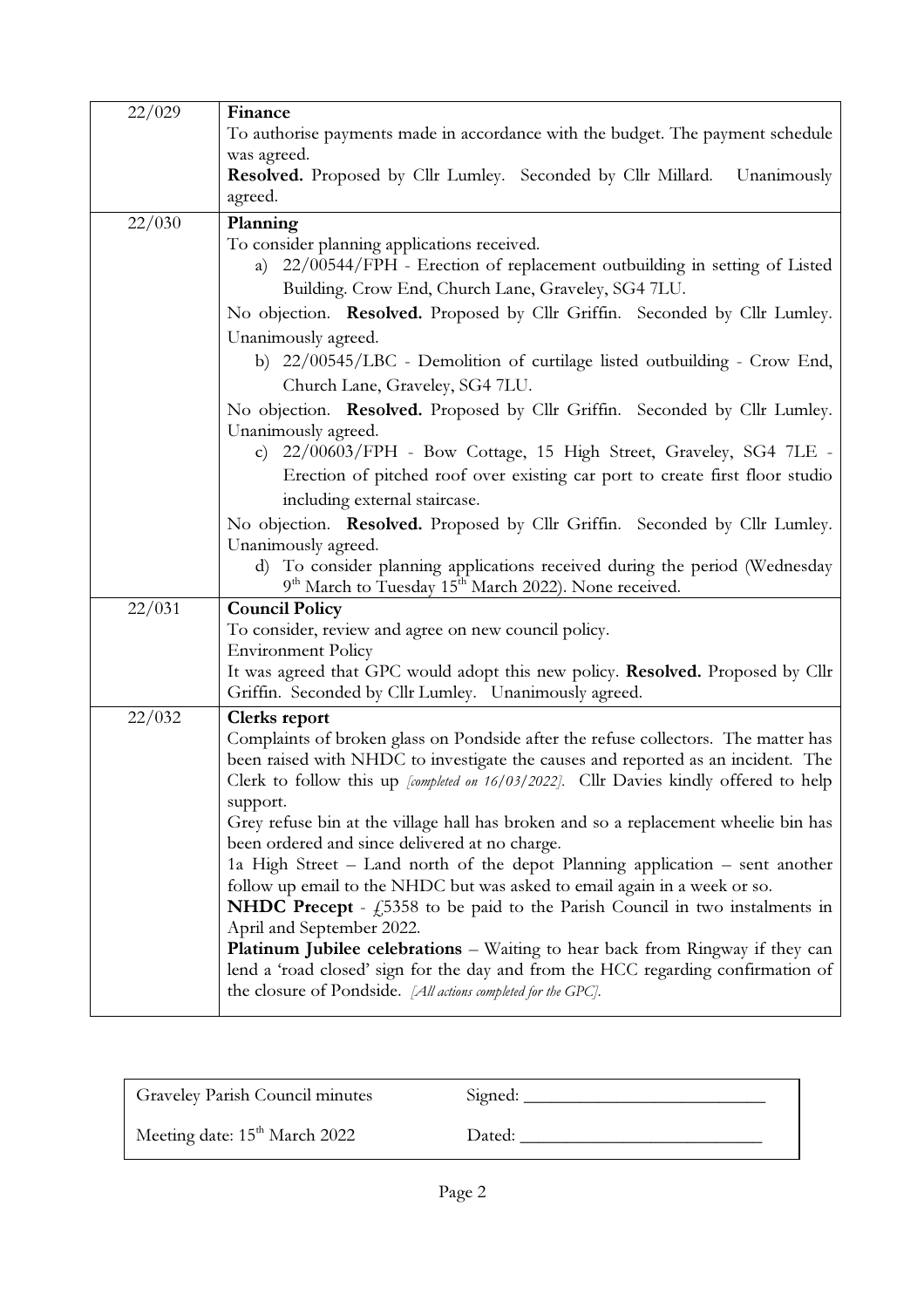| | |
|---|---|
| 22/029 | **Finance**<br>To authorise payments made in accordance with the budget. The payment schedule was agreed.<br>**Resolved.** Proposed by Cllr Lumley. Seconded by Cllr Millard. Unanimously agreed. |
| 22/030 | **Planning**<br>To consider planning applications received.<br>a) 22/00544/FPH - Erection of replacement outbuilding in setting of Listed Building. Crow End, Church Lane, Graveley, SG4 7LU.<br>No objection. **Resolved.** Proposed by Cllr Griffin. Seconded by Cllr Lumley. Unanimously agreed.<br>b) 22/00545/LBC - Demolition of curtilage listed outbuilding - Crow End, Church Lane, Graveley, SG4 7LU.<br>No objection. **Resolved.** Proposed by Cllr Griffin. Seconded by Cllr Lumley. Unanimously agreed.<br>c) 22/00603/FPH - Bow Cottage, 15 High Street, Graveley, SG4 7LE - Erection of pitched roof over existing car port to create first floor studio including external staircase.<br>No objection. **Resolved.** Proposed by Cllr Griffin. Seconded by Cllr Lumley. Unanimously agreed.<br>d) To consider planning applications received during the period (Wednesday 9th March to Tuesday 15th March 2022). None received. |
| 22/031 | **Council Policy**<br>To consider, review and agree on new council policy.<br>Environment Policy<br>It was agreed that GPC would adopt this new policy. **Resolved.** Proposed by Cllr Griffin. Seconded by Cllr Lumley. Unanimously agreed. |
| 22/032 | **Clerks report**<br>Complaints of broken glass on Pondside after the refuse collectors. The matter has been raised with NHDC to investigate the causes and reported as an incident. The Clerk to follow this up *[completed on 16/03/2022]*. Cllr Davies kindly offered to help support.<br>Grey refuse bin at the village hall has broken and so a replacement wheelie bin has been ordered and since delivered at no charge.<br>1a High Street – Land north of the depot Planning application – sent another follow up email to the NHDC but was asked to email again in a week or so.<br>**NHDC Precept** - £5358 to be paid to the Parish Council in two instalments in April and September 2022.<br>**Platinum Jubilee celebrations** – Waiting to hear back from Ringway if they can lend a 'road closed' sign for the day and from the HCC regarding confirmation of the closure of Pondside. *[All actions completed for the GPC]*. |

| | |
|---|---|
| Graveley Parish Council minutes | Signed: \_\_\_\_\_\_\_\_\_\_\_\_\_\_\_\_\_\_\_\_\_\_\_\_\_\_ |
| Meeting date: 15th March 2022 | Dated: \_\_\_\_\_\_\_\_\_\_\_\_\_\_\_\_\_\_\_\_\_\_\_\_\_\_ |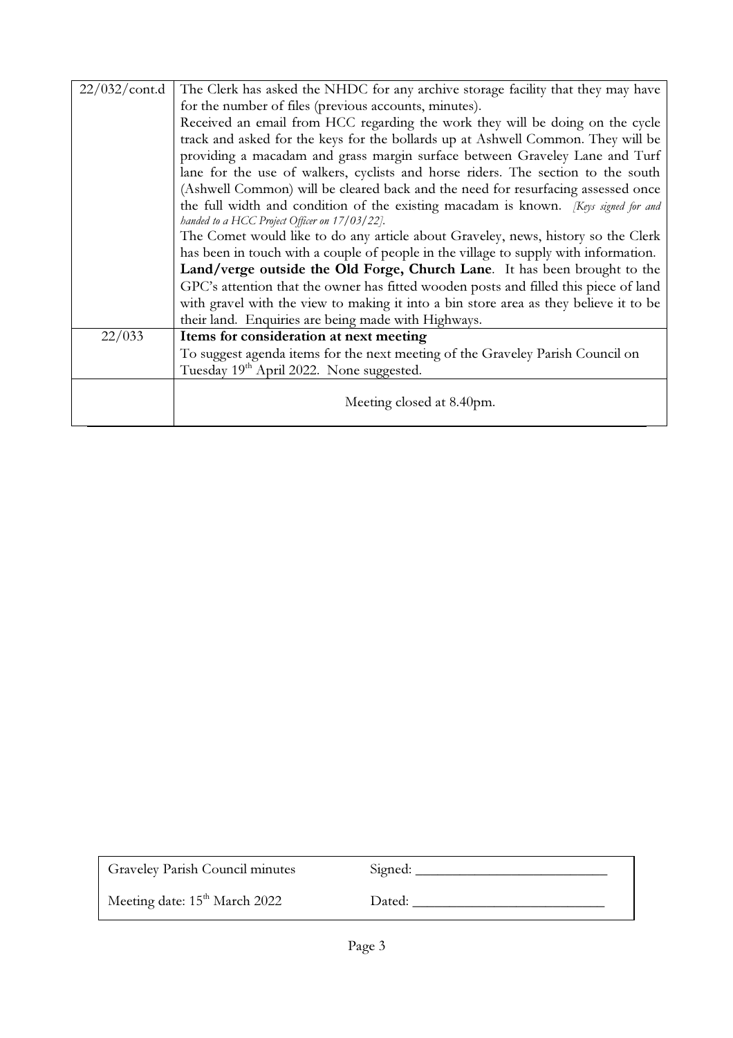| | |
|---|---|
| 22/032/cont.d | The Clerk has asked the NHDC for any archive storage facility that they may have for the number of files (previous accounts, minutes).<br>Received an email from HCC regarding the work they will be doing on the cycle track and asked for the keys for the bollards up at Ashwell Common. They will be providing a macadam and grass margin surface between Graveley Lane and Turf lane for the use of walkers, cyclists and horse riders. The section to the south (Ashwell Common) will be cleared back and the need for resurfacing assessed once the full width and condition of the existing macadam is known. *[Keys signed for and handed to a HCC Project Officer on 17/03/22].*<br>The Comet would like to do any article about Graveley, news, history so the Clerk has been in touch with a couple of people in the village to supply with information.<br>**Land/verge outside the Old Forge, Church Lane**. It has been brought to the GPC's attention that the owner has fitted wooden posts and filled this piece of land with gravel with the view to making it into a bin store area as they believe it to be their land. Enquiries are being made with Highways. |
| 22/033 | **Items for consideration at next meeting**<br>To suggest agenda items for the next meeting of the Graveley Parish Council on Tuesday 19th April 2022. None suggested. |
| | Meeting closed at 8.40pm. |

| | |
|---|---|
| Graveley Parish Council minutes | Signed: ___________________________ |
| Meeting date: 15th March 2022 | Dated: ___________________________ |